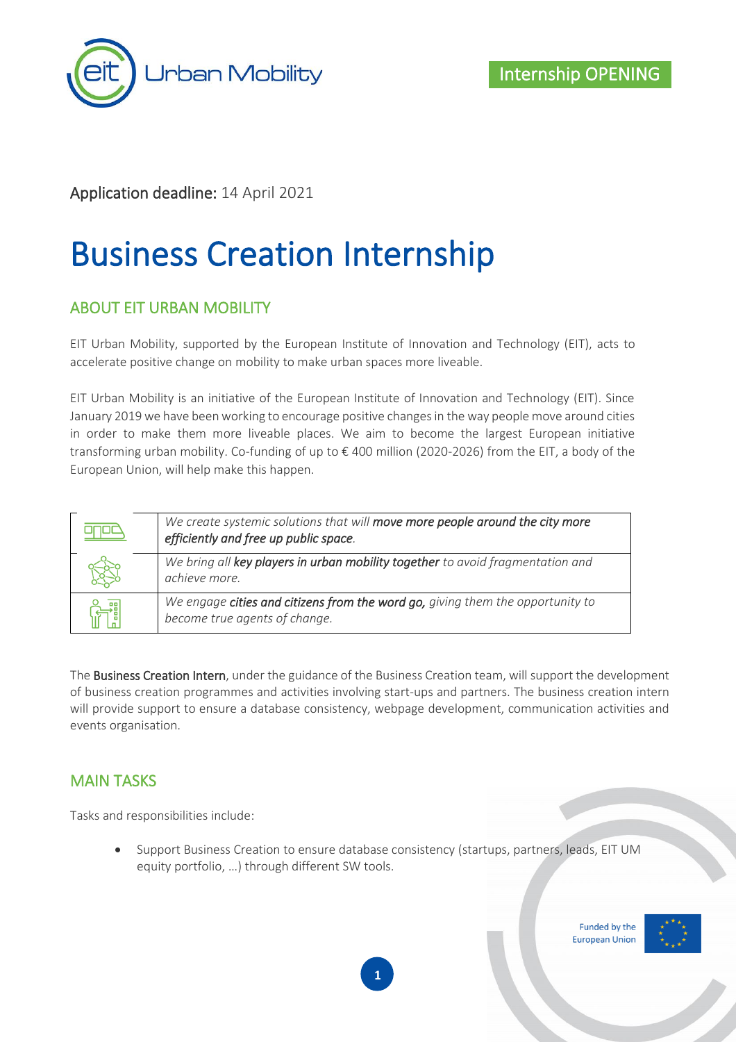Internship OPENING

Application deadline: 14 April 2021

# Business Creation Internship

## ABOUT EIT URBAN MOBILITY

EIT Urban Mobility, supported by the European Institute of Innovation and Technology (EIT), acts to accelerate positive change on mobility to make urban spaces more liveable.

EIT Urban Mobility is an initiative of the European Institute of Innovation and Technology (EIT). Since January 2019 we have been working to encourage positive changes in the way people move around cities in order to make them more liveable places. We aim to become the largest European initiative transforming urban mobility. Co-funding of up to € 400 million (2020-2026) from the EIT, a body of the European Union, will help make this happen.

| | |
|---|---|
| | *We create systemic solutions that will **move more people around the city more efficiently and free up public space**.* |
| | *We bring all **key players in urban mobility together** to avoid fragmentation and achieve more.* |
| | *We engage **cities and citizens from the word go,** giving them the opportunity to become true agents of change.* |

The **Business Creation Intern**, under the guidance of the Business Creation team, will support the development of business creation programmes and activities involving start-ups and partners. The business creation intern will provide support to ensure a database consistency, webpage development, communication activities and events organisation.

## MAIN TASKS

Tasks and responsibilities include:

- Support Business Creation to ensure database consistency (startups, partners, leads, EIT UM equity portfolio, …) through different SW tools.

Funded by the European Union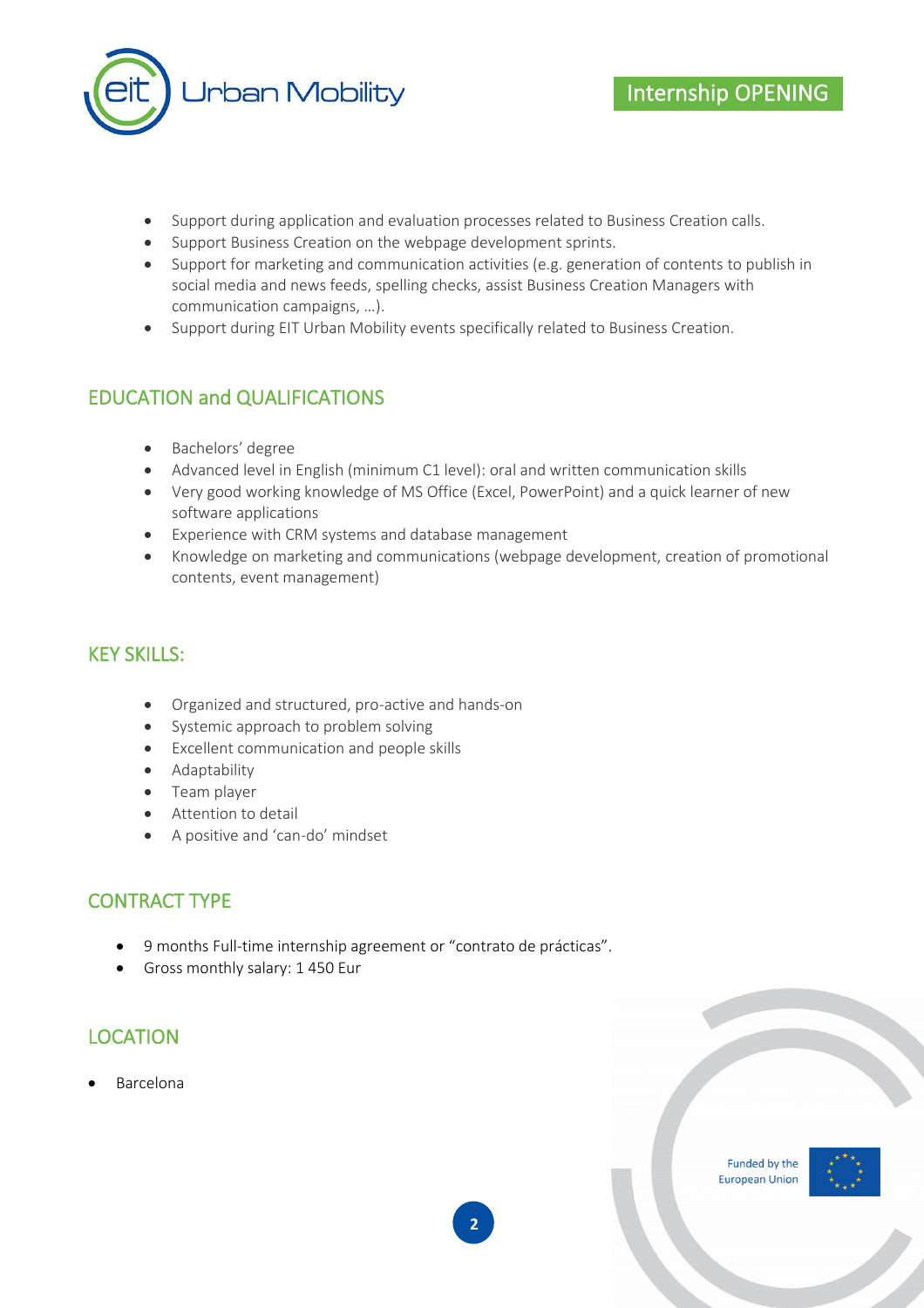- Support during application and evaluation processes related to Business Creation calls.
- Support Business Creation on the webpage development sprints.
- Support for marketing and communication activities (e.g. generation of contents to publish in social media and news feeds, spelling checks, assist Business Creation Managers with communication campaigns, …).
- Support during EIT Urban Mobility events specifically related to Business Creation.

## EDUCATION and QUALIFICATIONS

- Bachelors' degree
- Advanced level in English (minimum C1 level): oral and written communication skills
- Very good working knowledge of MS Office (Excel, PowerPoint) and a quick learner of new software applications
- Experience with CRM systems and database management
- Knowledge on marketing and communications (webpage development, creation of promotional contents, event management)

## KEY SKILLS:

- Organized and structured, pro-active and hands-on
- Systemic approach to problem solving
- Excellent communication and people skills
- Adaptability
- Team player
- Attention to detail
- A positive and 'can-do' mindset

## CONTRACT TYPE

- 9 months Full-time internship agreement or "contrato de prácticas".
- Gross monthly salary: 1 450 Eur

## LOCATION

- Barcelona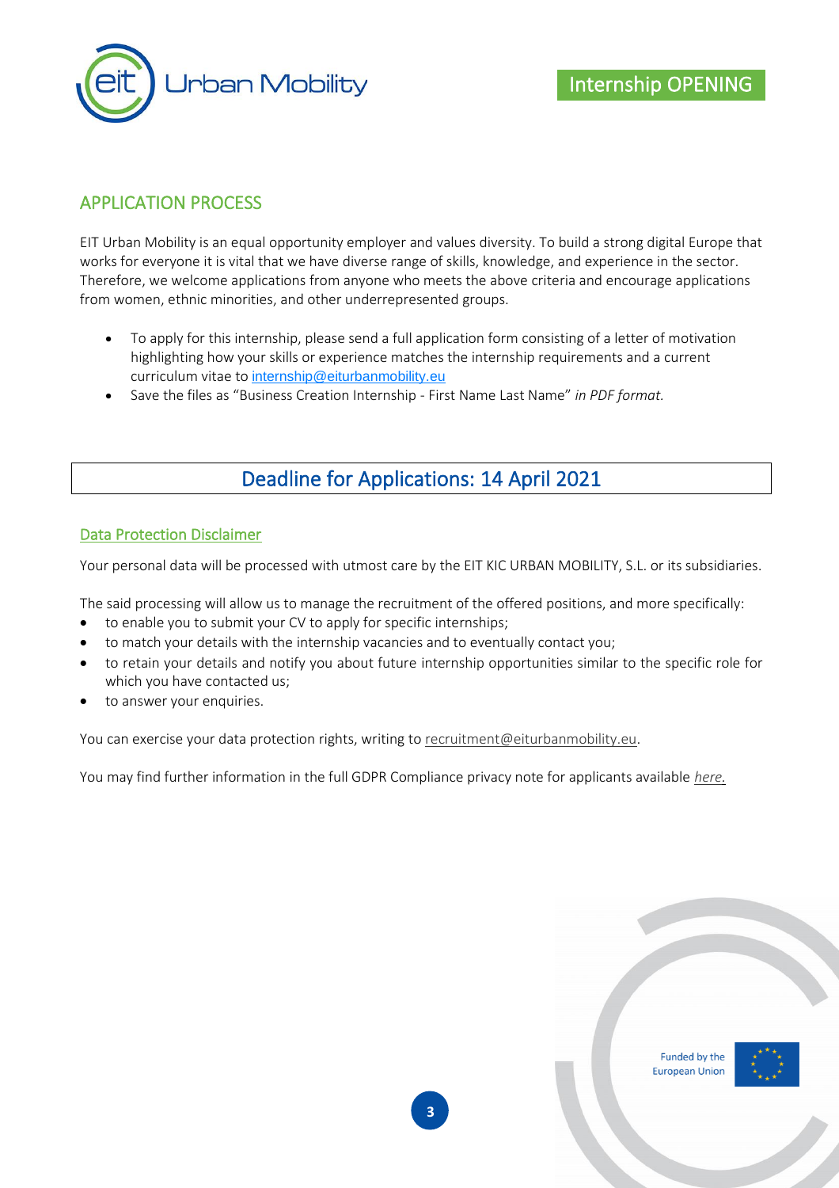## APPLICATION PROCESS

EIT Urban Mobility is an equal opportunity employer and values diversity. To build a strong digital Europe that works for everyone it is vital that we have diverse range of skills, knowledge, and experience in the sector. Therefore, we welcome applications from anyone who meets the above criteria and encourage applications from women, ethnic minorities, and other underrepresented groups.

- To apply for this internship, please send a full application form consisting of a letter of motivation highlighting how your skills or experience matches the internship requirements and a current curriculum vitae to internship@eiturbanmobility.eu
- Save the files as "Business Creation Internship - First Name Last Name" *in PDF format.*

## Deadline for Applications: 14 April 2021

### Data Protection Disclaimer

Your personal data will be processed with utmost care by the EIT KIC URBAN MOBILITY, S.L. or its subsidiaries.

The said processing will allow us to manage the recruitment of the offered positions, and more specifically:

- to enable you to submit your CV to apply for specific internships;
- to match your details with the internship vacancies and to eventually contact you;
- to retain your details and notify you about future internship opportunities similar to the specific role for which you have contacted us;
- to answer your enquiries.

You can exercise your data protection rights, writing to recruitment@eiturbanmobility.eu.

You may find further information in the full GDPR Compliance privacy note for applicants available *here.*

Funded by the European Union